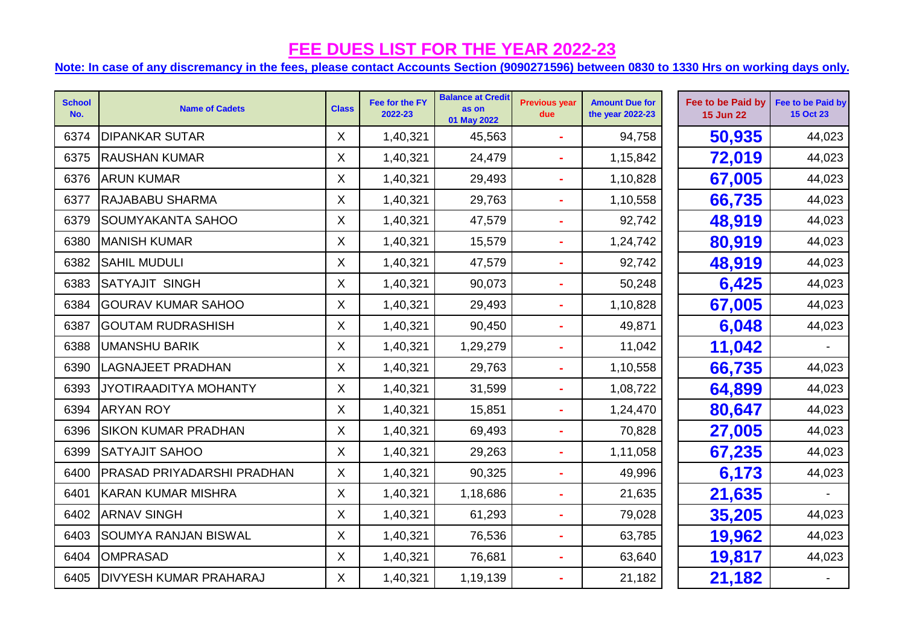# FEE DUES LIST FOR THE YEAR 2022-23

**Note: In case of any discremancy in the fees, please contact Accounts Section (9090271596) between 0830 to 1330 Hrs on working days only.**

| School No. | Name of Cadets | Class | Fee for the FY 2022-23 | Balance at Credit as on 01 May 2022 | Previous year due | Amount Due for the year 2022-23 | Fee to be Paid by 15 Jun 22 | Fee to be Paid by 15 Oct 23 |
|---|---|---|---|---|---|---|---|---|
| 6374 | DIPANKAR SUTAR | X | 1,40,321 | 45,563 | - | 94,758 | **50,935** | 44,023 |
| 6375 | RAUSHAN KUMAR | X | 1,40,321 | 24,479 | - | 1,15,842 | **72,019** | 44,023 |
| 6376 | ARUN KUMAR | X | 1,40,321 | 29,493 | - | 1,10,828 | **67,005** | 44,023 |
| 6377 | RAJABABU SHARMA | X | 1,40,321 | 29,763 | - | 1,10,558 | **66,735** | 44,023 |
| 6379 | SOUMYAKANTA SAHOO | X | 1,40,321 | 47,579 | - | 92,742 | **48,919** | 44,023 |
| 6380 | MANISH KUMAR | X | 1,40,321 | 15,579 | - | 1,24,742 | **80,919** | 44,023 |
| 6382 | SAHIL MUDULI | X | 1,40,321 | 47,579 | - | 92,742 | **48,919** | 44,023 |
| 6383 | SATYAJIT SINGH | X | 1,40,321 | 90,073 | - | 50,248 | **6,425** | 44,023 |
| 6384 | GOURAV KUMAR SAHOO | X | 1,40,321 | 29,493 | - | 1,10,828 | **67,005** | 44,023 |
| 6387 | GOUTAM RUDRASHISH | X | 1,40,321 | 90,450 | - | 49,871 | **6,048** | 44,023 |
| 6388 | UMANSHU BARIK | X | 1,40,321 | 1,29,279 | - | 11,042 | **11,042** | - |
| 6390 | LAGNAJEET PRADHAN | X | 1,40,321 | 29,763 | - | 1,10,558 | **66,735** | 44,023 |
| 6393 | JYOTIRAADITYA MOHANTY | X | 1,40,321 | 31,599 | - | 1,08,722 | **64,899** | 44,023 |
| 6394 | ARYAN ROY | X | 1,40,321 | 15,851 | - | 1,24,470 | **80,647** | 44,023 |
| 6396 | SIKON KUMAR PRADHAN | X | 1,40,321 | 69,493 | - | 70,828 | **27,005** | 44,023 |
| 6399 | SATYAJIT SAHOO | X | 1,40,321 | 29,263 | - | 1,11,058 | **67,235** | 44,023 |
| 6400 | PRASAD PRIYADARSHI PRADHAN | X | 1,40,321 | 90,325 | - | 49,996 | **6,173** | 44,023 |
| 6401 | KARAN KUMAR MISHRA | X | 1,40,321 | 1,18,686 | - | 21,635 | **21,635** | - |
| 6402 | ARNAV SINGH | X | 1,40,321 | 61,293 | - | 79,028 | **35,205** | 44,023 |
| 6403 | SOUMYA RANJAN BISWAL | X | 1,40,321 | 76,536 | - | 63,785 | **19,962** | 44,023 |
| 6404 | OMPRASAD | X | 1,40,321 | 76,681 | - | 63,640 | **19,817** | 44,023 |
| 6405 | DIVYESH KUMAR PRAHARAJ | X | 1,40,321 | 1,19,139 | - | 21,182 | **21,182** | - |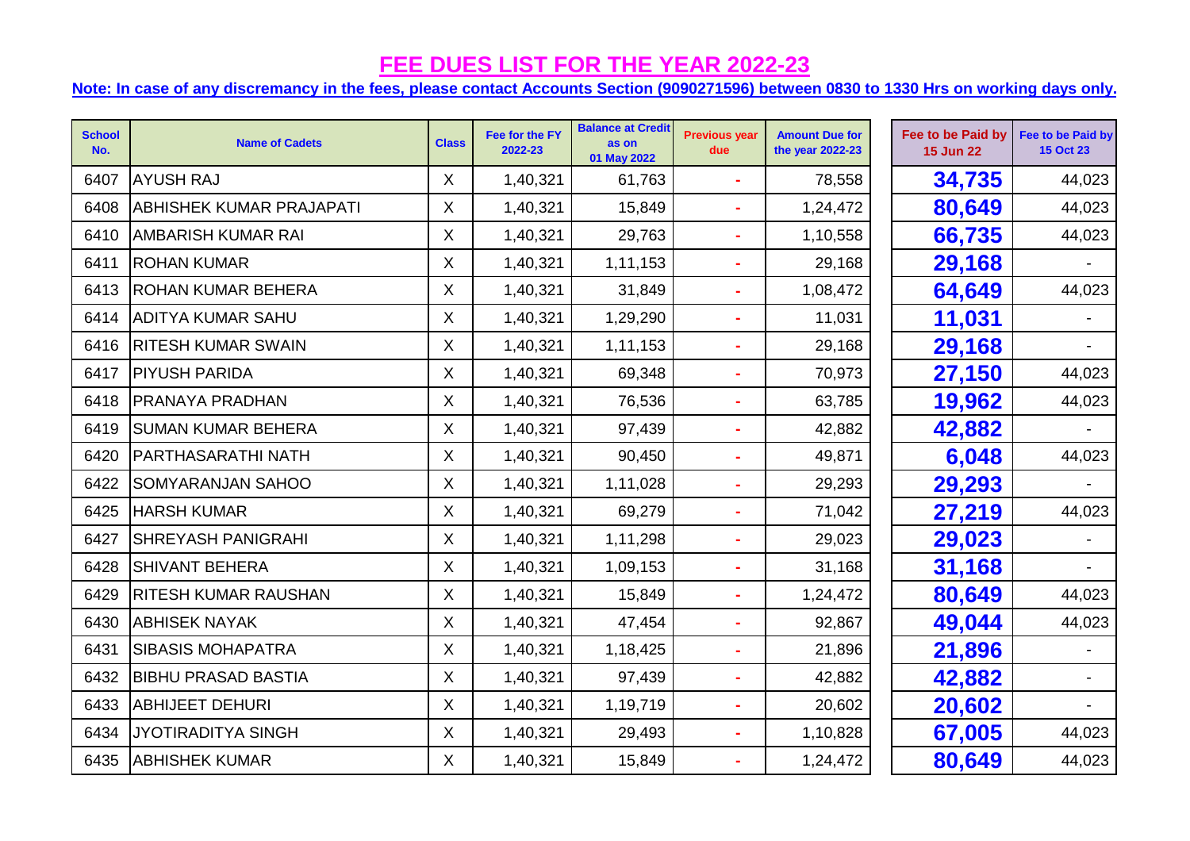# FEE DUES LIST FOR THE YEAR 2022-23

**Note: In case of any discremancy in the fees, please contact Accounts Section (9090271596) between 0830 to 1330 Hrs on working days only.**

| School No. | Name of Cadets | Class | Fee for the FY 2022-23 | Balance at Credit as on 01 May 2022 | Previous year due | Amount Due for the year 2022-23 | Fee to be Paid by 15 Jun 22 | Fee to be Paid by 15 Oct 23 |
|---|---|---|---|---|---|---|---|---|
| 6407 | AYUSH RAJ | X | 1,40,321 | 61,763 | - | 78,558 | **34,735** | 44,023 |
| 6408 | ABHISHEK KUMAR PRAJAPATI | X | 1,40,321 | 15,849 | - | 1,24,472 | **80,649** | 44,023 |
| 6410 | AMBARISH KUMAR RAI | X | 1,40,321 | 29,763 | - | 1,10,558 | **66,735** | 44,023 |
| 6411 | ROHAN KUMAR | X | 1,40,321 | 1,11,153 | - | 29,168 | **29,168** | - |
| 6413 | ROHAN KUMAR BEHERA | X | 1,40,321 | 31,849 | - | 1,08,472 | **64,649** | 44,023 |
| 6414 | ADITYA KUMAR SAHU | X | 1,40,321 | 1,29,290 | - | 11,031 | **11,031** | - |
| 6416 | RITESH KUMAR SWAIN | X | 1,40,321 | 1,11,153 | - | 29,168 | **29,168** | - |
| 6417 | PIYUSH PARIDA | X | 1,40,321 | 69,348 | - | 70,973 | **27,150** | 44,023 |
| 6418 | PRANAYA PRADHAN | X | 1,40,321 | 76,536 | - | 63,785 | **19,962** | 44,023 |
| 6419 | SUMAN KUMAR BEHERA | X | 1,40,321 | 97,439 | - | 42,882 | **42,882** | - |
| 6420 | PARTHASARATHI NATH | X | 1,40,321 | 90,450 | - | 49,871 | **6,048** | 44,023 |
| 6422 | SOMYARANJAN SAHOO | X | 1,40,321 | 1,11,028 | - | 29,293 | **29,293** | - |
| 6425 | HARSH KUMAR | X | 1,40,321 | 69,279 | - | 71,042 | **27,219** | 44,023 |
| 6427 | SHREYASH PANIGRAHI | X | 1,40,321 | 1,11,298 | - | 29,023 | **29,023** | - |
| 6428 | SHIVANT BEHERA | X | 1,40,321 | 1,09,153 | - | 31,168 | **31,168** | - |
| 6429 | RITESH KUMAR RAUSHAN | X | 1,40,321 | 15,849 | - | 1,24,472 | **80,649** | 44,023 |
| 6430 | ABHISEK NAYAK | X | 1,40,321 | 47,454 | - | 92,867 | **49,044** | 44,023 |
| 6431 | SIBASIS MOHAPATRA | X | 1,40,321 | 1,18,425 | - | 21,896 | **21,896** | - |
| 6432 | BIBHU PRASAD BASTIA | X | 1,40,321 | 97,439 | - | 42,882 | **42,882** | - |
| 6433 | ABHIJEET DEHURI | X | 1,40,321 | 1,19,719 | - | 20,602 | **20,602** | - |
| 6434 | JYOTIRADITYA SINGH | X | 1,40,321 | 29,493 | - | 1,10,828 | **67,005** | 44,023 |
| 6435 | ABHISHEK KUMAR | X | 1,40,321 | 15,849 | - | 1,24,472 | **80,649** | 44,023 |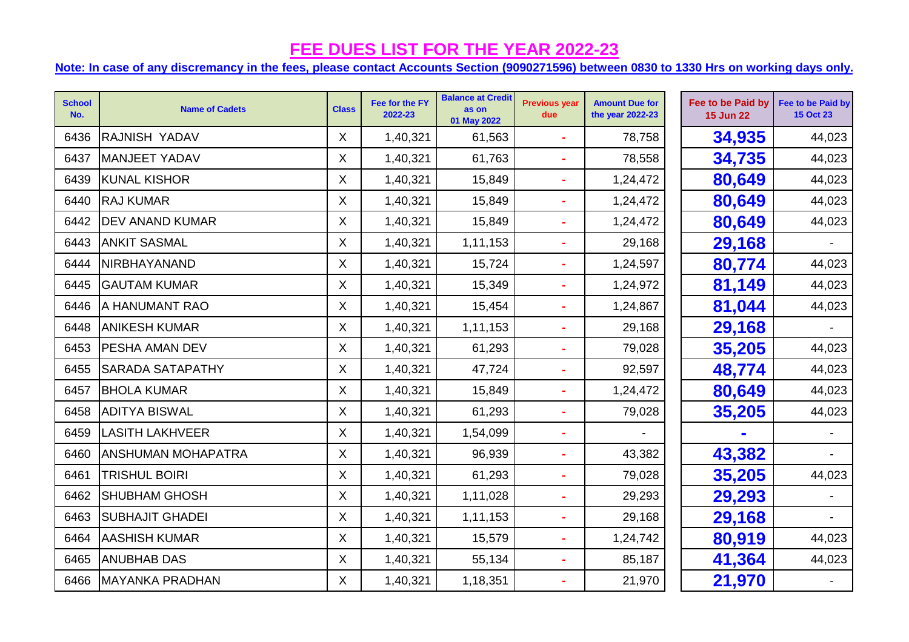# FEE DUES LIST FOR THE YEAR 2022-23

**Note: In case of any discremancy in the fees, please contact Accounts Section (9090271596) between 0830 to 1330 Hrs on working days only.**

| School No. | Name of Cadets | Class | Fee for the FY 2022-23 | Balance at Credit as on 01 May 2022 | Previous year due | Amount Due for the year 2022-23 | Fee to be Paid by 15 Jun 22 | Fee to be Paid by 15 Oct 23 |
|---|---|---|---|---|---|---|---|---|
| 6436 | RAJNISH YADAV | X | 1,40,321 | 61,563 | - | 78,758 | **34,935** | 44,023 |
| 6437 | MANJEET YADAV | X | 1,40,321 | 61,763 | - | 78,558 | **34,735** | 44,023 |
| 6439 | KUNAL KISHOR | X | 1,40,321 | 15,849 | - | 1,24,472 | **80,649** | 44,023 |
| 6440 | RAJ KUMAR | X | 1,40,321 | 15,849 | - | 1,24,472 | **80,649** | 44,023 |
| 6442 | DEV ANAND KUMAR | X | 1,40,321 | 15,849 | - | 1,24,472 | **80,649** | 44,023 |
| 6443 | ANKIT SASMAL | X | 1,40,321 | 1,11,153 | - | 29,168 | **29,168** | - |
| 6444 | NIRBHAYANAND | X | 1,40,321 | 15,724 | - | 1,24,597 | **80,774** | 44,023 |
| 6445 | GAUTAM KUMAR | X | 1,40,321 | 15,349 | - | 1,24,972 | **81,149** | 44,023 |
| 6446 | A HANUMANT RAO | X | 1,40,321 | 15,454 | - | 1,24,867 | **81,044** | 44,023 |
| 6448 | ANIKESH KUMAR | X | 1,40,321 | 1,11,153 | - | 29,168 | **29,168** | - |
| 6453 | PESHA AMAN DEV | X | 1,40,321 | 61,293 | - | 79,028 | **35,205** | 44,023 |
| 6455 | SARADA SATAPATHY | X | 1,40,321 | 47,724 | - | 92,597 | **48,774** | 44,023 |
| 6457 | BHOLA KUMAR | X | 1,40,321 | 15,849 | - | 1,24,472 | **80,649** | 44,023 |
| 6458 | ADITYA BISWAL | X | 1,40,321 | 61,293 | - | 79,028 | **35,205** | 44,023 |
| 6459 | LASITH LAKHVEER | X | 1,40,321 | 1,54,099 | - | - | **-** | - |
| 6460 | ANSHUMAN MOHAPATRA | X | 1,40,321 | 96,939 | - | 43,382 | **43,382** | - |
| 6461 | TRISHUL BOIRI | X | 1,40,321 | 61,293 | - | 79,028 | **35,205** | 44,023 |
| 6462 | SHUBHAM GHOSH | X | 1,40,321 | 1,11,028 | - | 29,293 | **29,293** | - |
| 6463 | SUBHAJIT GHADEI | X | 1,40,321 | 1,11,153 | - | 29,168 | **29,168** | - |
| 6464 | AASHISH KUMAR | X | 1,40,321 | 15,579 | - | 1,24,742 | **80,919** | 44,023 |
| 6465 | ANUBHAB DAS | X | 1,40,321 | 55,134 | - | 85,187 | **41,364** | 44,023 |
| 6466 | MAYANKA PRADHAN | X | 1,40,321 | 1,18,351 | - | 21,970 | **21,970** | - |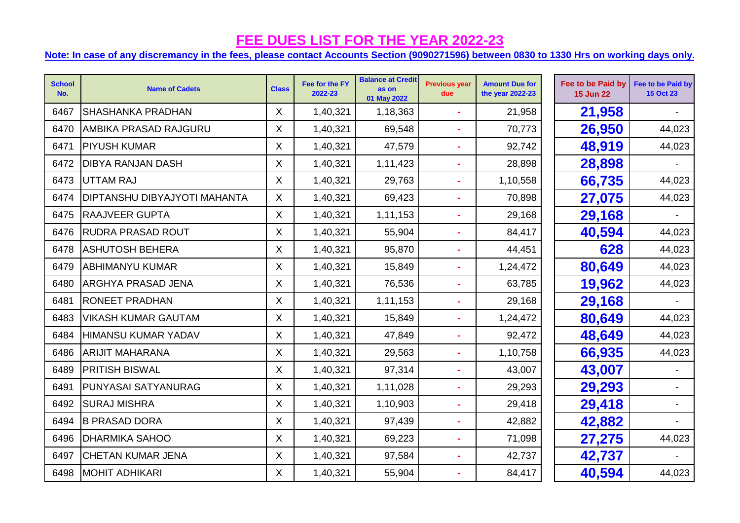# FEE DUES LIST FOR THE YEAR 2022-23

**Note: In case of any discremancy in the fees, please contact Accounts Section (9090271596) between 0830 to 1330 Hrs on working days only.**

| School No. | Name of Cadets | Class | Fee for the FY 2022-23 | Balance at Credit as on 01 May 2022 | Previous year due | Amount Due for the year 2022-23 | Fee to be Paid by 15 Jun 22 | Fee to be Paid by 15 Oct 23 |
|---|---|---|---|---|---|---|---|---|
| 6467 | SHASHANKA PRADHAN | X | 1,40,321 | 1,18,363 | - | 21,958 | **21,958** | - |
| 6470 | AMBIKA PRASAD RAJGURU | X | 1,40,321 | 69,548 | - | 70,773 | **26,950** | 44,023 |
| 6471 | PIYUSH KUMAR | X | 1,40,321 | 47,579 | - | 92,742 | **48,919** | 44,023 |
| 6472 | DIBYA RANJAN DASH | X | 1,40,321 | 1,11,423 | - | 28,898 | **28,898** | - |
| 6473 | UTTAM RAJ | X | 1,40,321 | 29,763 | - | 1,10,558 | **66,735** | 44,023 |
| 6474 | DIPTANSHU DIBYAJYOTI MAHANTA | X | 1,40,321 | 69,423 | - | 70,898 | **27,075** | 44,023 |
| 6475 | RAAJVEER GUPTA | X | 1,40,321 | 1,11,153 | - | 29,168 | **29,168** | - |
| 6476 | RUDRA PRASAD ROUT | X | 1,40,321 | 55,904 | - | 84,417 | **40,594** | 44,023 |
| 6478 | ASHUTOSH BEHERA | X | 1,40,321 | 95,870 | - | 44,451 | **628** | 44,023 |
| 6479 | ABHIMANYU KUMAR | X | 1,40,321 | 15,849 | - | 1,24,472 | **80,649** | 44,023 |
| 6480 | ARGHYA PRASAD JENA | X | 1,40,321 | 76,536 | - | 63,785 | **19,962** | 44,023 |
| 6481 | RONEET PRADHAN | X | 1,40,321 | 1,11,153 | - | 29,168 | **29,168** | - |
| 6483 | VIKASH KUMAR GAUTAM | X | 1,40,321 | 15,849 | - | 1,24,472 | **80,649** | 44,023 |
| 6484 | HIMANSU KUMAR YADAV | X | 1,40,321 | 47,849 | - | 92,472 | **48,649** | 44,023 |
| 6486 | ARIJIT MAHARANA | X | 1,40,321 | 29,563 | - | 1,10,758 | **66,935** | 44,023 |
| 6489 | PRITISH BISWAL | X | 1,40,321 | 97,314 | - | 43,007 | **43,007** | - |
| 6491 | PUNYASAI SATYANURAG | X | 1,40,321 | 1,11,028 | - | 29,293 | **29,293** | - |
| 6492 | SURAJ MISHRA | X | 1,40,321 | 1,10,903 | - | 29,418 | **29,418** | - |
| 6494 | B PRASAD DORA | X | 1,40,321 | 97,439 | - | 42,882 | **42,882** | - |
| 6496 | DHARMIKA SAHOO | X | 1,40,321 | 69,223 | - | 71,098 | **27,275** | 44,023 |
| 6497 | CHETAN KUMAR JENA | X | 1,40,321 | 97,584 | - | 42,737 | **42,737** | - |
| 6498 | MOHIT ADHIKARI | X | 1,40,321 | 55,904 | - | 84,417 | **40,594** | 44,023 |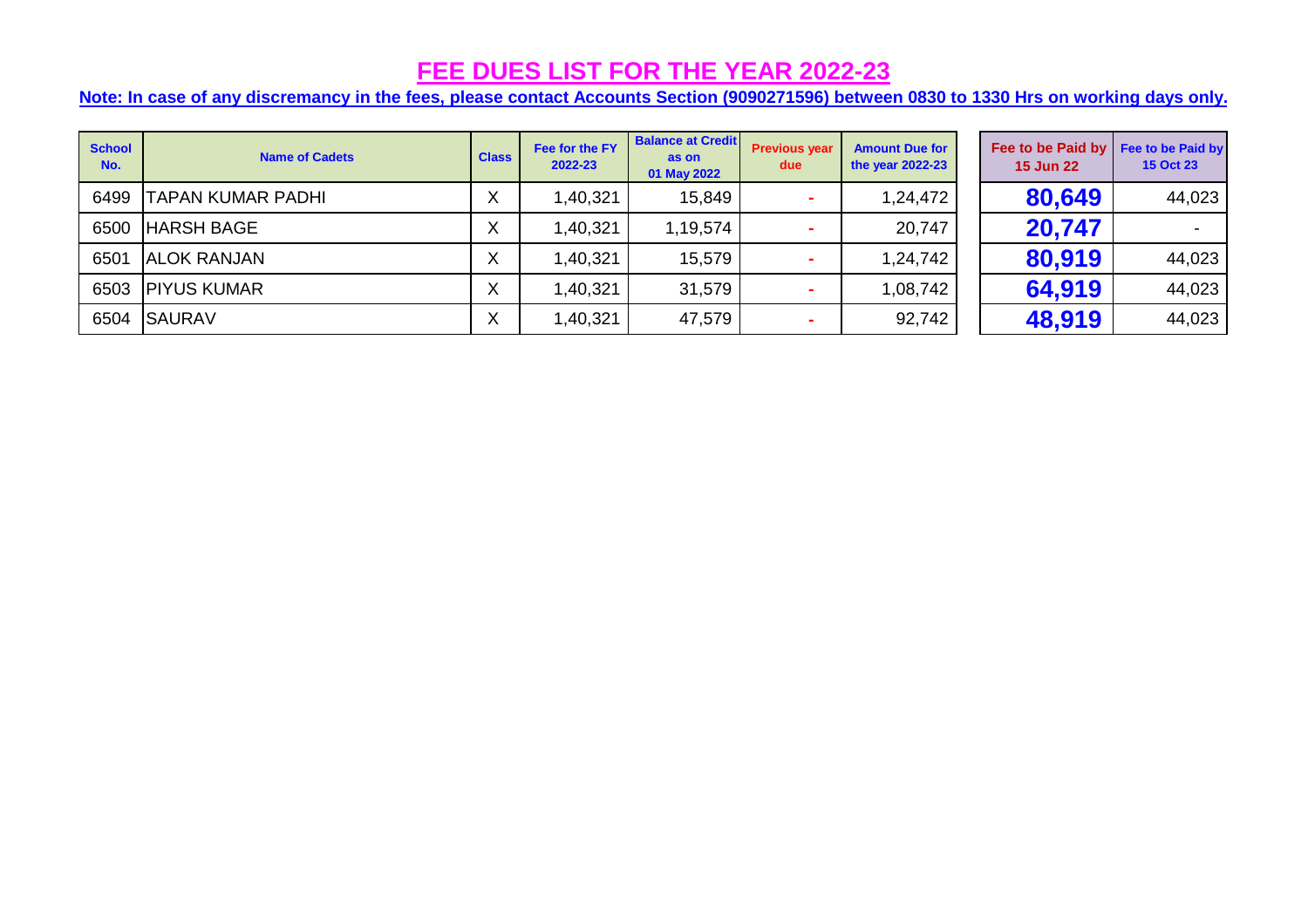# FEE DUES LIST FOR THE YEAR 2022-23

**Note: In case of any discremancy in the fees, please contact Accounts Section (9090271596) between 0830 to 1330 Hrs on working days only.**

| School No. | Name of Cadets | Class | Fee for the FY 2022-23 | Balance at Credit as on 01 May 2022 | Previous year due | Amount Due for the year 2022-23 | Fee to be Paid by 15 Jun 22 | Fee to be Paid by 15 Oct 23 |
|---|---|---|---|---|---|---|---|---|
| 6499 | TAPAN KUMAR PADHI | X | 1,40,321 | 15,849 | - | 1,24,472 | **80,649** | 44,023 |
| 6500 | HARSH BAGE | X | 1,40,321 | 1,19,574 | - | 20,747 | **20,747** | - |
| 6501 | ALOK RANJAN | X | 1,40,321 | 15,579 | - | 1,24,742 | **80,919** | 44,023 |
| 6503 | PIYUS KUMAR | X | 1,40,321 | 31,579 | - | 1,08,742 | **64,919** | 44,023 |
| 6504 | SAURAV | X | 1,40,321 | 47,579 | - | 92,742 | **48,919** | 44,023 |